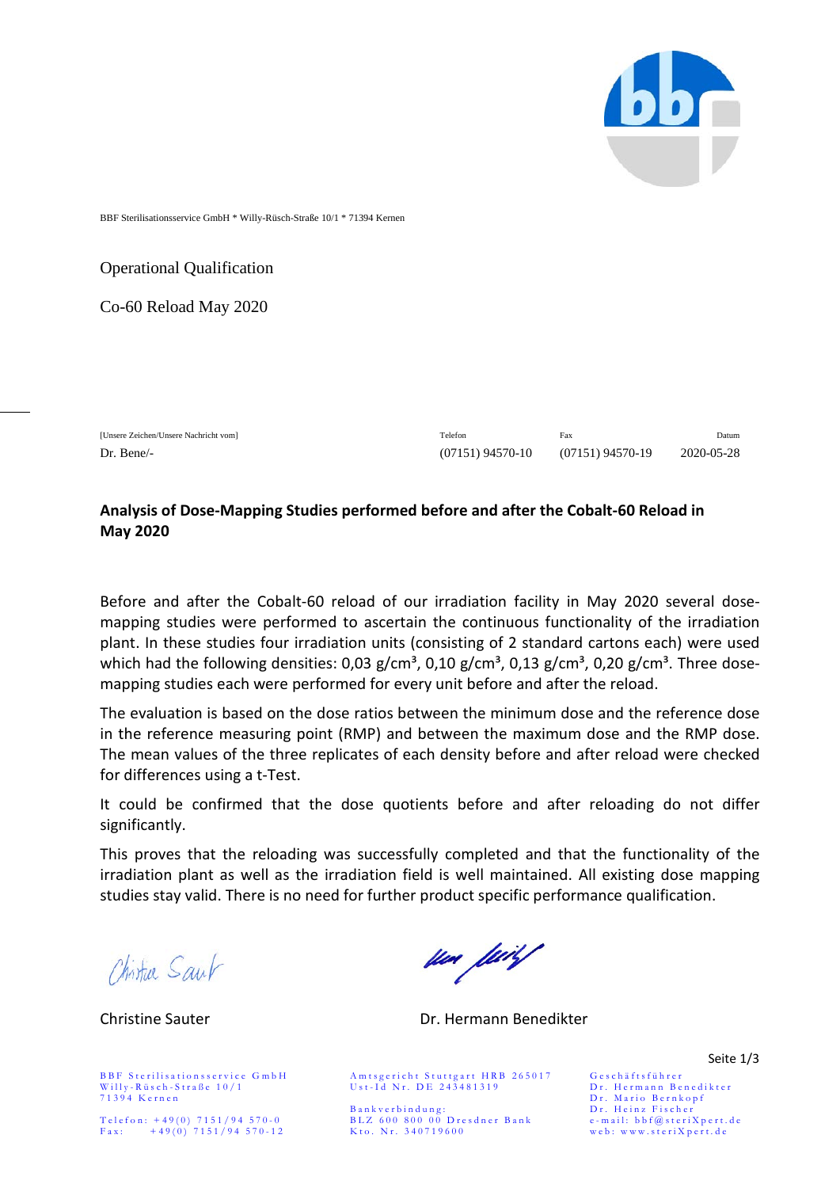BBF Sterilisationsservice GmbH * Willy-Rüsch-Straße 10/1 * 71394 Kernen

Operational Qualification

Co-60 Reload May 2020

| [Unsere Zeichen/Unsere Nachricht vom] | Telefon | Fax | Datum |
|---|---|---|---|
| Dr. Bene/- | (07151) 94570-10 | (07151) 94570-19 | 2020-05-28 |

**Analysis of Dose-Mapping Studies performed before and after the Cobalt-60 Reload in May 2020**

Before and after the Cobalt-60 reload of our irradiation facility in May 2020 several dose-mapping studies were performed to ascertain the continuous functionality of the irradiation plant. In these studies four irradiation units (consisting of 2 standard cartons each) were used which had the following densities: 0,03 g/cm³, 0,10 g/cm³, 0,13 g/cm³, 0,20 g/cm³. Three dose-mapping studies each were performed for every unit before and after the reload.

The evaluation is based on the dose ratios between the minimum dose and the reference dose in the reference measuring point (RMP) and between the maximum dose and the RMP dose. The mean values of the three replicates of each density before and after reload were checked for differences using a t-Test.

It could be confirmed that the dose quotients before and after reloading do not differ significantly.

This proves that the reloading was successfully completed and that the functionality of the irradiation plant as well as the irradiation field is well maintained. All existing dose mapping studies stay valid. There is no need for further product specific performance qualification.

Christine Sauter

Dr. Hermann Benedikter

BBF Sterilisationsservice GmbH
Willy-Rüsch-Straße 10/1
71394 Kernen

Telefon: +49(0) 7151/94 570-0
Fax: +49(0) 7151/94 570-12

Amtsgericht Stuttgart HRB 265017
Ust-Id Nr. DE 243481319

Bankverbindung:
BLZ 600 800 00 Dresdner Bank
Kto. Nr. 340719600

Geschäftsführer
Dr. Hermann Benedikter
Dr. Mario Bernkopf
Dr. Heinz Fischer
e-mail: bbf@steriXpert.de
web: www.steriXpert.de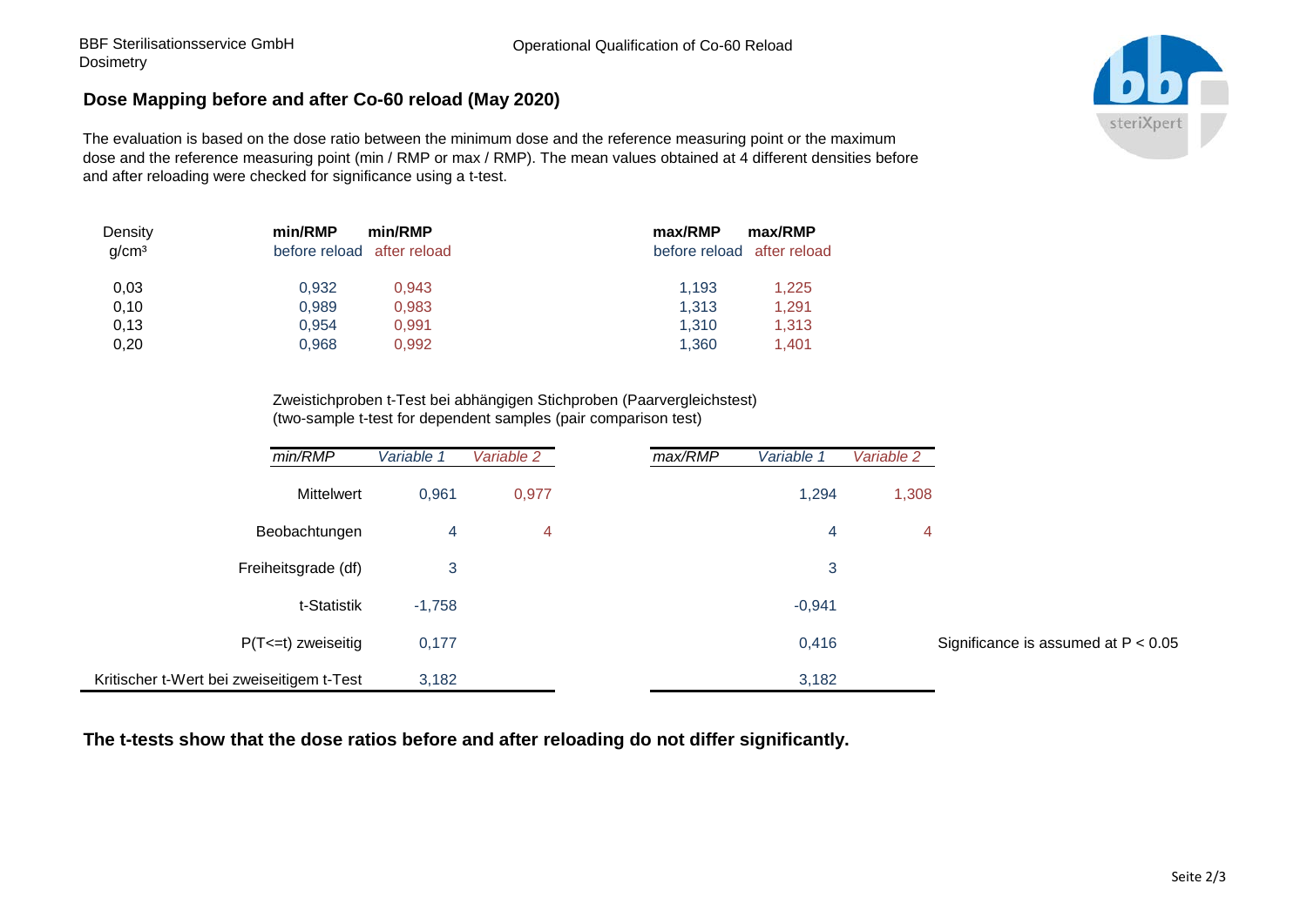## Dose Mapping before and after Co-60 reload (May 2020)

The evaluation is based on the dose ratio between the minimum dose and the reference measuring point or the maximum dose and the reference measuring point (min / RMP or max / RMP). The mean values obtained at 4 different densities before and after reloading were checked for significance using a t-test.

| Density g/cm³ | min/RMP before reload | min/RMP after reload | max/RMP before reload | max/RMP after reload |
|---|---|---|---|---|
| 0,03 | 0,932 | 0,943 | 1,193 | 1,225 |
| 0,10 | 0,989 | 0,983 | 1,313 | 1,291 |
| 0,13 | 0,954 | 0,991 | 1,310 | 1,313 |
| 0,20 | 0,968 | 0,992 | 1,360 | 1,401 |

Zweistichproben t-Test bei abhängigen Stichproben (Paarvergleichstest)
(two-sample t-test for dependent samples (pair comparison test)

| *min/RMP* | *Variable 1* | *Variable 2* | *max/RMP* | *Variable 1* | *Variable 2* |
|---|---|---|---|---|---|
| Mittelwert | 0,961 | 0,977 | | 1,294 | 1,308 |
| Beobachtungen | 4 | 4 | | 4 | 4 |
| Freiheitsgrade (df) | 3 | | | 3 | |
| t-Statistik | -1,758 | | | -0,941 | |
| P(T<=t) zweiseitig | 0,177 | | | 0,416 | |
| Kritischer t-Wert bei zweiseitigem t-Test | 3,182 | | | 3,182 | |

Significance is assumed at $P < 0.05$

**The t-tests show that the dose ratios before and after reloading do not differ significantly.**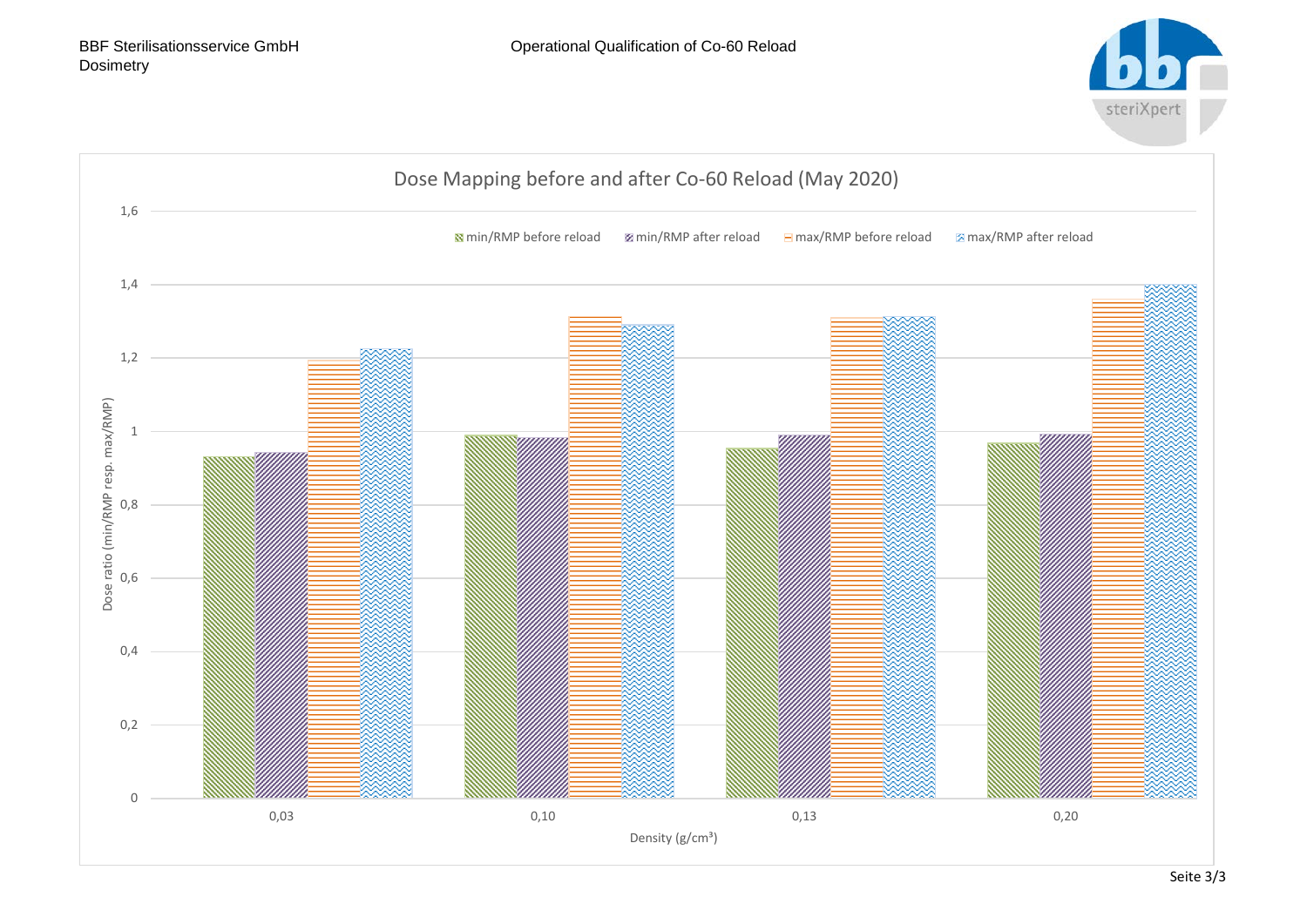Dose Mapping before and after Co-60 Reload (May 2020)

min/RMP before reload
min/RMP after reload
max/RMP before reload
max/RMP after reload

Dose ratio (min/RMP resp. max/RMP)

1,6
1,4
1,2
1
0,8
0,6
0,4
0,2
0

0,03
0,10
0,13
0,20

Density (g/cm³)